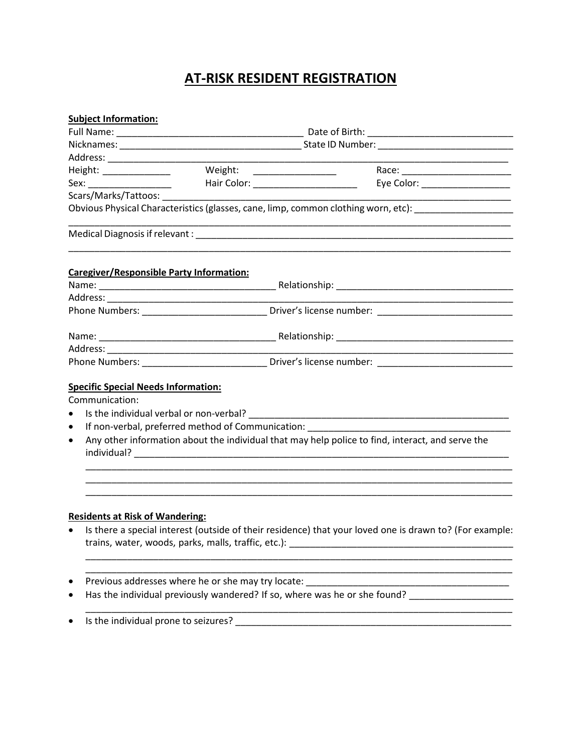# AT-RISK RESIDENT REGISTRATION

**Subject Information:**

Full Name: ____________________________________ Date of Birth: ____________________________

Nicknames: ___________________________________ State ID Number: __________________________

Address: _______________________________________________________________________________

Height: _____________ Weight: ________________ Race: _____________________

Sex: ________________ Hair Color: ____________________ Eye Color: _________________

Scars/Marks/Tattoos: ______________________________________________________________________

Obvious Physical Characteristics (glasses, cane, limp, common clothing worn, etc): ___________________

_________________________________________________________________________________________

Medical Diagnosis if relevant : _____________________________________________________________

_________________________________________________________________________________________

**Caregiver/Responsible Party Information:**

Name: __________________________________ Relationship: __________________________________

Address: ________________________________________________________________________________

Phone Numbers: ________________________ Driver's license number: __________________________

Name: __________________________________ Relationship: __________________________________

Address: ________________________________________________________________________________

Phone Numbers: ________________________ Driver's license number: __________________________

**Specific Special Needs Information:**

Communication:

- Is the individual verbal or non-verbal? ____________________________________________________
- If non-verbal, preferred method of Communication: ________________________________________
- Any other information about the individual that may help police to find, interact, and serve the individual? ___________________________________________________________________________

  _________________________________________________________________________________________

  _________________________________________________________________________________________

  _________________________________________________________________________________________

**Residents at Risk of Wandering:**

- Is there a special interest (outside of their residence) that your loved one is drawn to? (For example: trains, water, woods, parks, malls, traffic, etc.): _____________________________________________

  _________________________________________________________________________________________

  _________________________________________________________________________________________
- Previous addresses where he or she may try locate: _________________________________________
- Has the individual previously wandered? If so, where was he or she found? ___________________

  _________________________________________________________________________________________
- Is the individual prone to seizures? _______________________________________________________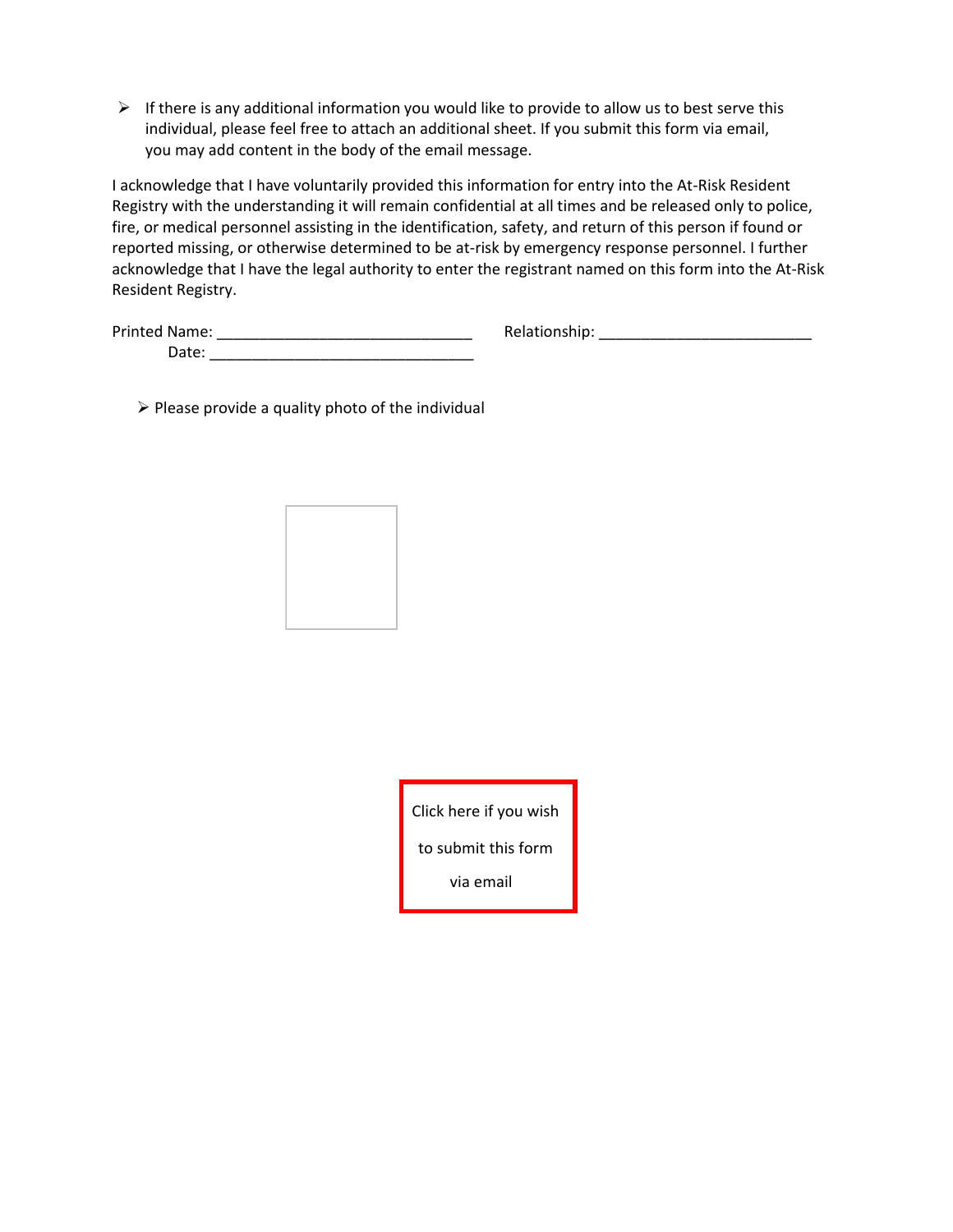- If there is any additional information you would like to provide to allow us to best serve this individual, please feel free to attach an additional sheet. If you submit this form via email, you may add content in the body of the email message.

I acknowledge that I have voluntarily provided this information for entry into the At-Risk Resident Registry with the understanding it will remain confidential at all times and be released only to police, fire, or medical personnel assisting in the identification, safety, and return of this person if found or reported missing, or otherwise determined to be at-risk by emergency response personnel. I further acknowledge that I have the legal authority to enter the registrant named on this form into the At-Risk Resident Registry.

Printed Name: ______________________________ Relationship: _________________________

Date: _______________________________

- Please provide a quality photo of the individual

Click here if you wish to submit this form via email